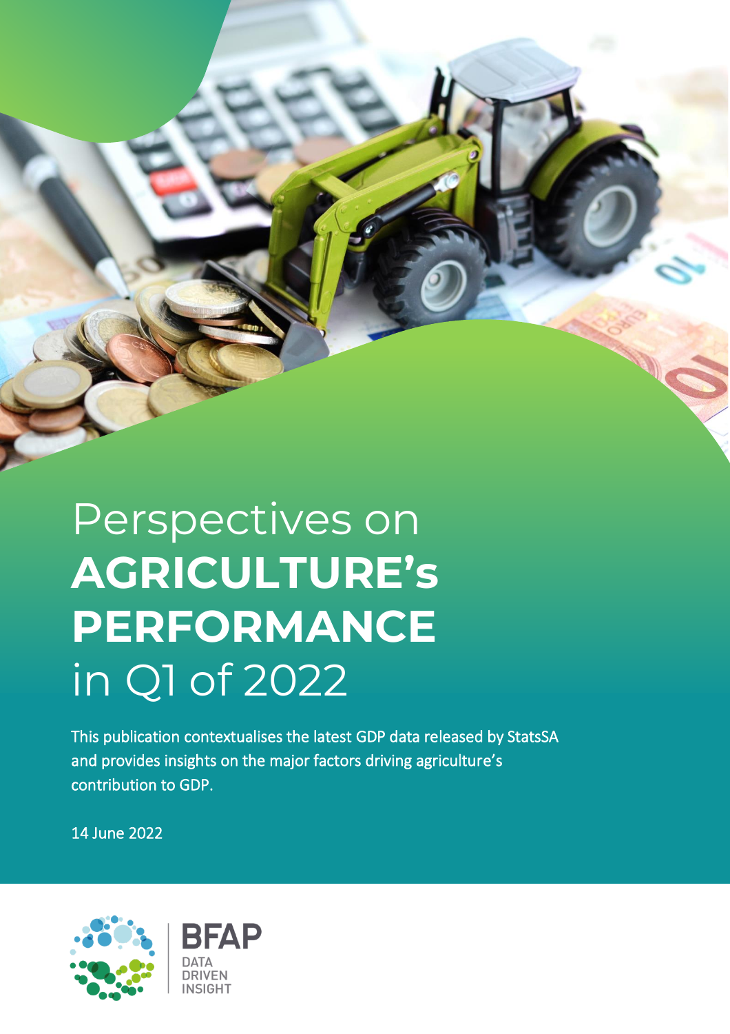# Perspectives on **AGRICULTURE's PERFORMANCE** in Q1 of 2022

This publication contextualises the latest GDP data released by StatsSA and provides insights on the major factors driving agriculture's contribution to GDP.

14 June 2022

BFAP

DATA DRIVEN INSIGHT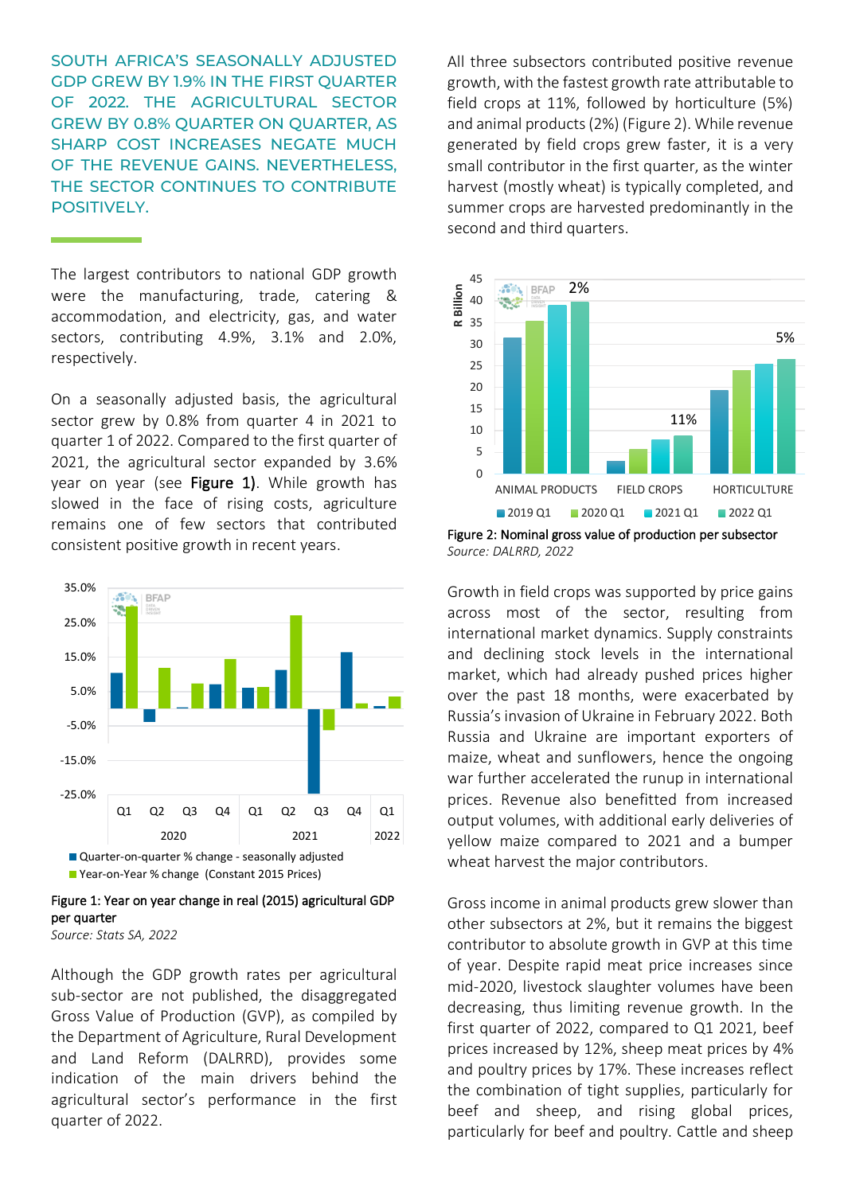SOUTH AFRICA'S SEASONALLY ADJUSTED GDP GREW BY 1.9% IN THE FIRST QUARTER OF 2022. THE AGRICULTURAL SECTOR GREW BY 0.8% QUARTER ON QUARTER, AS SHARP COST INCREASES NEGATE MUCH OF THE REVENUE GAINS. NEVERTHELESS, THE SECTOR CONTINUES TO CONTRIBUTE POSITIVELY.

The largest contributors to national GDP growth were the manufacturing, trade, catering & accommodation, and electricity, gas, and water sectors, contributing 4.9%, 3.1% and 2.0%, respectively.

On a seasonally adjusted basis, the agricultural sector grew by 0.8% from quarter 4 in 2021 to quarter 1 of 2022. Compared to the first quarter of 2021, the agricultural sector expanded by 3.6% year on year (see **Figure 1**). While growth has slowed in the face of rising costs, agriculture remains one of few sectors that contributed consistent positive growth in recent years.

Figure 1: Year on year change in real (2015) agricultural GDP per quarter
*Source: Stats SA, 2022*

Although the GDP growth rates per agricultural sub-sector are not published, the disaggregated Gross Value of Production (GVP), as compiled by the Department of Agriculture, Rural Development and Land Reform (DALRRD), provides some indication of the main drivers behind the agricultural sector's performance in the first quarter of 2022.

All three subsectors contributed positive revenue growth, with the fastest growth rate attributable to field crops at 11%, followed by horticulture (5%) and animal products (2%) (Figure 2). While revenue generated by field crops grew faster, it is a very small contributor in the first quarter, as the winter harvest (mostly wheat) is typically completed, and summer crops are harvested predominantly in the second and third quarters.

Figure 2: Nominal gross value of production per subsector
*Source: DALRRD, 2022*

Growth in field crops was supported by price gains across most of the sector, resulting from international market dynamics. Supply constraints and declining stock levels in the international market, which had already pushed prices higher over the past 18 months, were exacerbated by Russia's invasion of Ukraine in February 2022. Both Russia and Ukraine are important exporters of maize, wheat and sunflowers, hence the ongoing war further accelerated the runup in international prices. Revenue also benefitted from increased output volumes, with additional early deliveries of yellow maize compared to 2021 and a bumper wheat harvest the major contributors.

Gross income in animal products grew slower than other subsectors at 2%, but it remains the biggest contributor to absolute growth in GVP at this time of year. Despite rapid meat price increases since mid-2020, livestock slaughter volumes have been decreasing, thus limiting revenue growth. In the first quarter of 2022, compared to Q1 2021, beef prices increased by 12%, sheep meat prices by 4% and poultry prices by 17%. These increases reflect the combination of tight supplies, particularly for beef and sheep, and rising global prices, particularly for beef and poultry. Cattle and sheep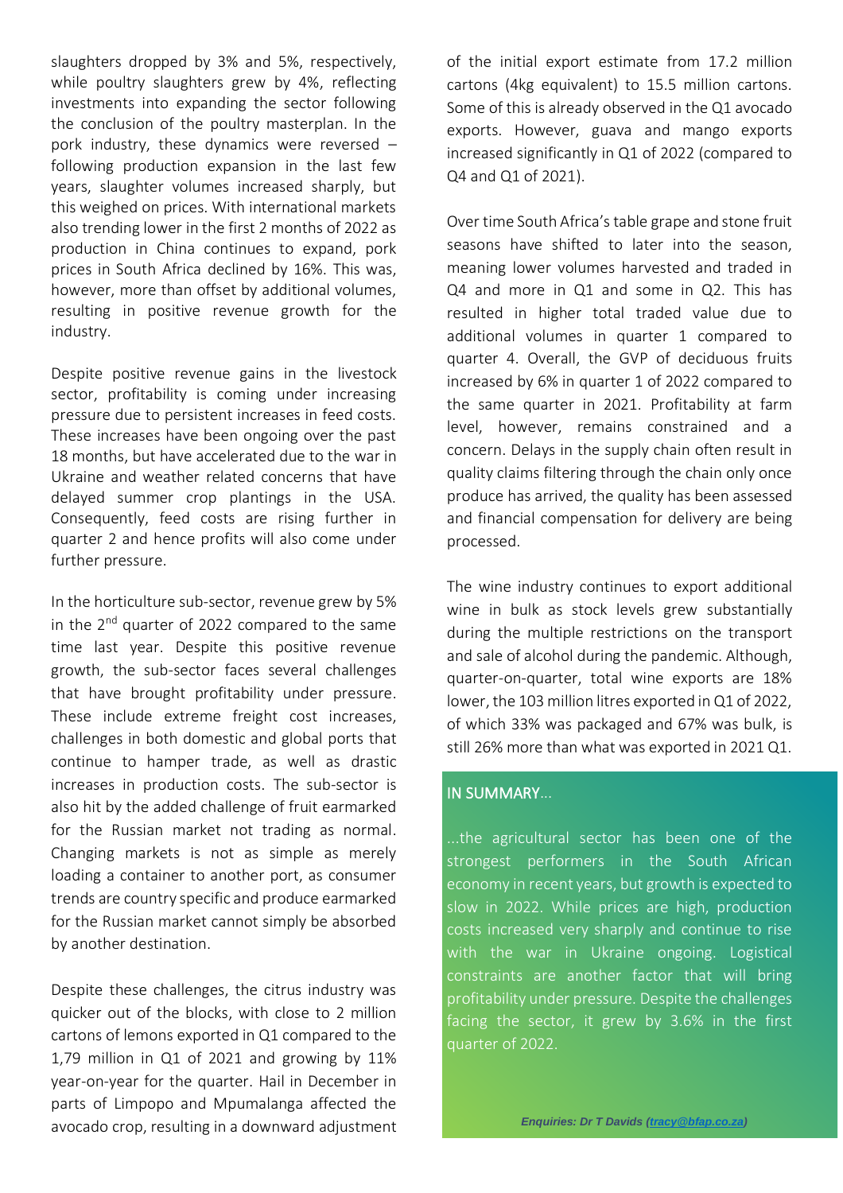slaughters dropped by 3% and 5%, respectively, while poultry slaughters grew by 4%, reflecting investments into expanding the sector following the conclusion of the poultry masterplan. In the pork industry, these dynamics were reversed – following production expansion in the last few years, slaughter volumes increased sharply, but this weighed on prices. With international markets also trending lower in the first 2 months of 2022 as production in China continues to expand, pork prices in South Africa declined by 16%. This was, however, more than offset by additional volumes, resulting in positive revenue growth for the industry.

Despite positive revenue gains in the livestock sector, profitability is coming under increasing pressure due to persistent increases in feed costs. These increases have been ongoing over the past 18 months, but have accelerated due to the war in Ukraine and weather related concerns that have delayed summer crop plantings in the USA. Consequently, feed costs are rising further in quarter 2 and hence profits will also come under further pressure.

In the horticulture sub-sector, revenue grew by 5% in the 2nd quarter of 2022 compared to the same time last year. Despite this positive revenue growth, the sub-sector faces several challenges that have brought profitability under pressure. These include extreme freight cost increases, challenges in both domestic and global ports that continue to hamper trade, as well as drastic increases in production costs. The sub-sector is also hit by the added challenge of fruit earmarked for the Russian market not trading as normal. Changing markets is not as simple as merely loading a container to another port, as consumer trends are country specific and produce earmarked for the Russian market cannot simply be absorbed by another destination.

Despite these challenges, the citrus industry was quicker out of the blocks, with close to 2 million cartons of lemons exported in Q1 compared to the 1,79 million in Q1 of 2021 and growing by 11% year-on-year for the quarter. Hail in December in parts of Limpopo and Mpumalanga affected the avocado crop, resulting in a downward adjustment of the initial export estimate from 17.2 million cartons (4kg equivalent) to 15.5 million cartons. Some of this is already observed in the Q1 avocado exports. However, guava and mango exports increased significantly in Q1 of 2022 (compared to Q4 and Q1 of 2021).

Over time South Africa's table grape and stone fruit seasons have shifted to later into the season, meaning lower volumes harvested and traded in Q4 and more in Q1 and some in Q2. This has resulted in higher total traded value due to additional volumes in quarter 1 compared to quarter 4. Overall, the GVP of deciduous fruits increased by 6% in quarter 1 of 2022 compared to the same quarter in 2021. Profitability at farm level, however, remains constrained and a concern. Delays in the supply chain often result in quality claims filtering through the chain only once produce has arrived, the quality has been assessed and financial compensation for delivery are being processed.

The wine industry continues to export additional wine in bulk as stock levels grew substantially during the multiple restrictions on the transport and sale of alcohol during the pandemic. Although, quarter-on-quarter, total wine exports are 18% lower, the 103 million litres exported in Q1 of 2022, of which 33% was packaged and 67% was bulk, is still 26% more than what was exported in 2021 Q1.

### IN SUMMARY...

...the agricultural sector has been one of the strongest performers in the South African economy in recent years, but growth is expected to slow in 2022. While prices are high, production costs increased very sharply and continue to rise with the war in Ukraine ongoing. Logistical constraints are another factor that will bring profitability under pressure. Despite the challenges facing the sector, it grew by 3.6% in the first quarter of 2022.

***Enquiries: Dr T Davids (tracy@bfap.co.za)***